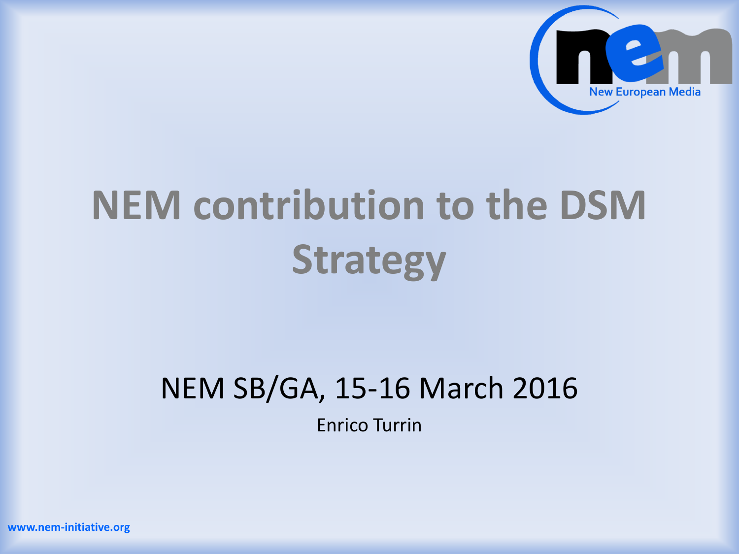# NEM contribution to the DSM Strategy

NEM SB/GA, 15-16 March 2016

Enrico Turrin

www.nem-initiative.org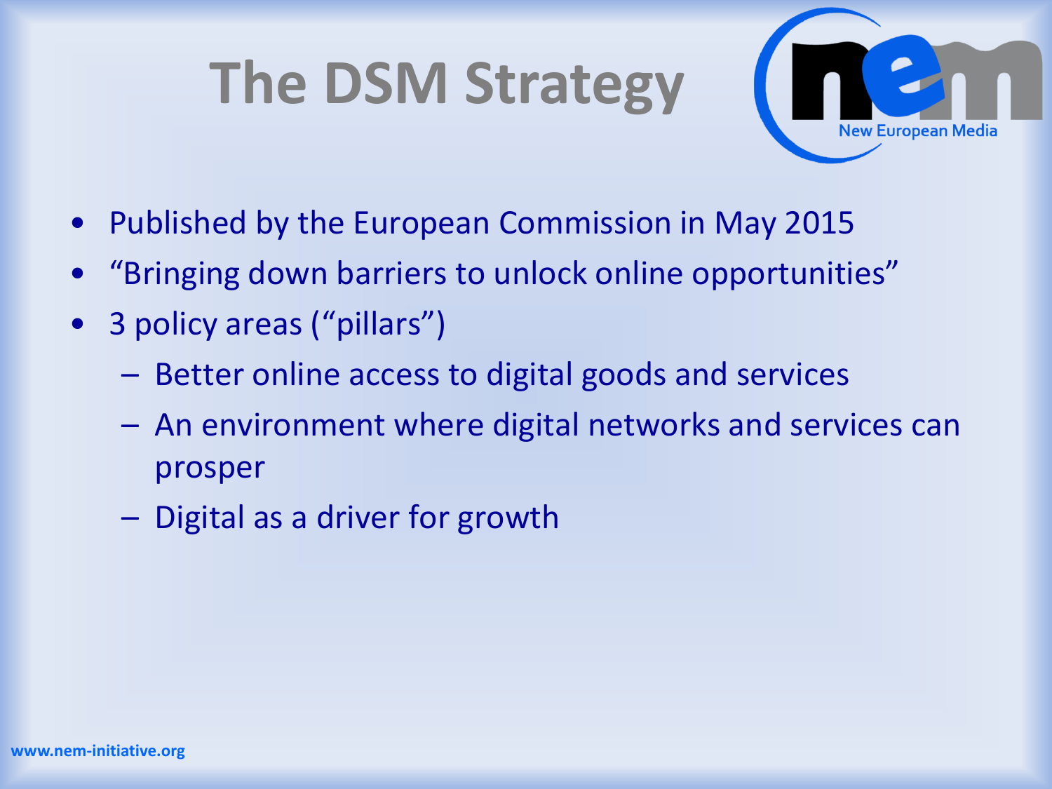# The DSM Strategy

- Published by the European Commission in May 2015
- "Bringing down barriers to unlock online opportunities"
- 3 policy areas ("pillars")
  - Better online access to digital goods and services
  - An environment where digital networks and services can prosper
  - Digital as a driver for growth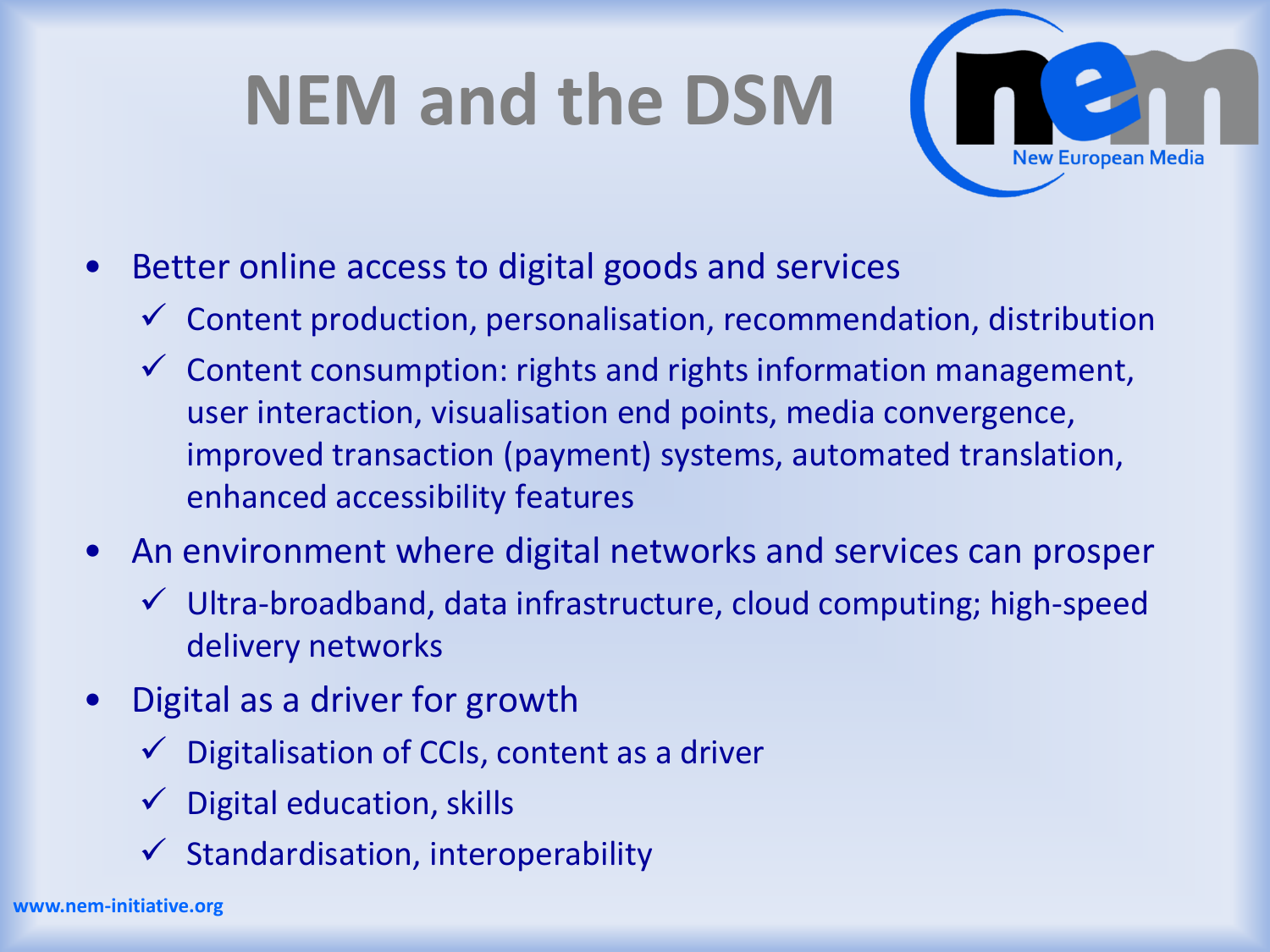# NEM and the DSM

- Better online access to digital goods and services
  - ✓ Content production, personalisation, recommendation, distribution
  - ✓ Content consumption: rights and rights information management, user interaction, visualisation end points, media convergence, improved transaction (payment) systems, automated translation, enhanced accessibility features
- An environment where digital networks and services can prosper
  - ✓ Ultra-broadband, data infrastructure, cloud computing; high-speed delivery networks
- Digital as a driver for growth
  - ✓ Digitalisation of CCIs, content as a driver
  - ✓ Digital education, skills
  - ✓ Standardisation, interoperability

www.nem-initiative.org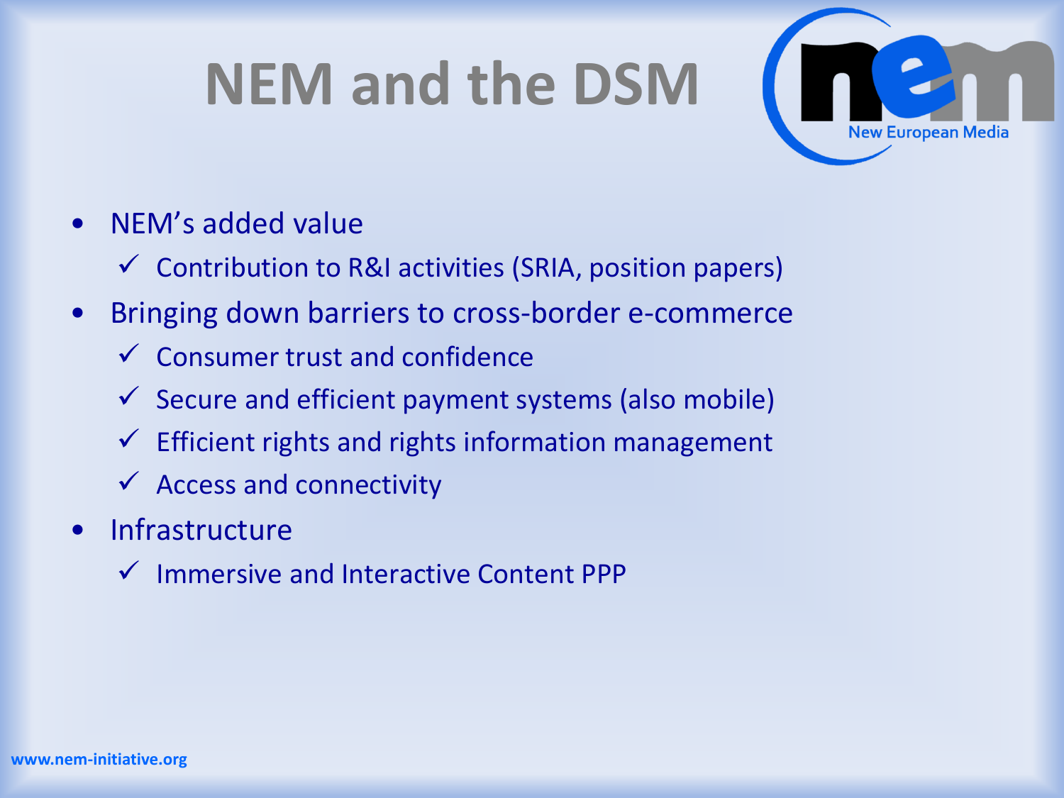# NEM and the DSM

- NEM's added value
  - ✓ Contribution to R&I activities (SRIA, position papers)
- Bringing down barriers to cross-border e-commerce
  - ✓ Consumer trust and confidence
  - ✓ Secure and efficient payment systems (also mobile)
  - ✓ Efficient rights and rights information management
  - ✓ Access and connectivity
- Infrastructure
  - ✓ Immersive and Interactive Content PPP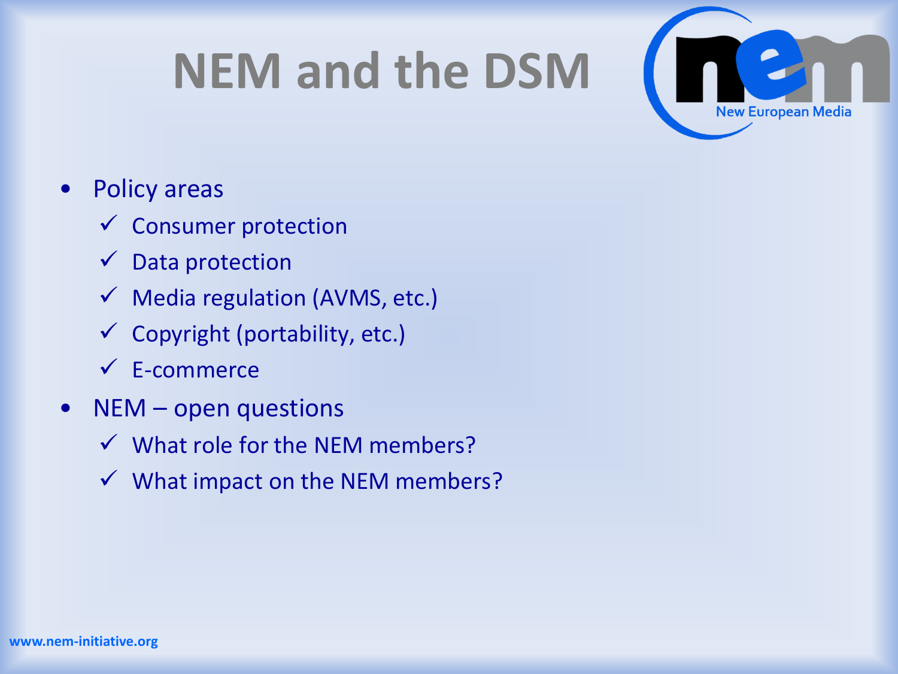# NEM and the DSM

- Policy areas
  - ✓ Consumer protection
  - ✓ Data protection
  - ✓ Media regulation (AVMS, etc.)
  - ✓ Copyright (portability, etc.)
  - ✓ E-commerce
- NEM – open questions
  - ✓ What role for the NEM members?
  - ✓ What impact on the NEM members?

www.nem-initiative.org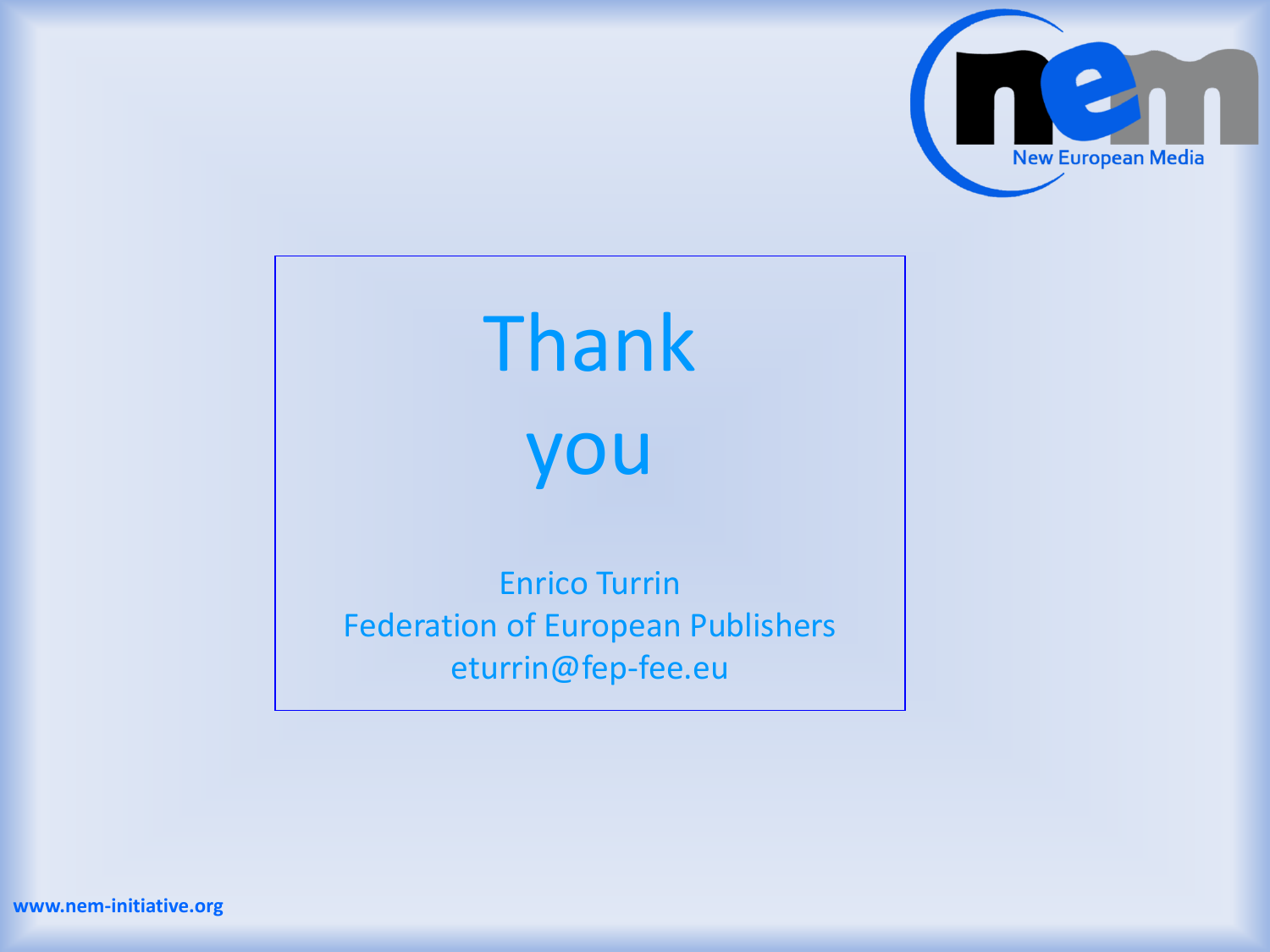# Thank you

Enrico Turrin
Federation of European Publishers
eturrin@fep-fee.eu

New European Media

www.nem-initiative.org